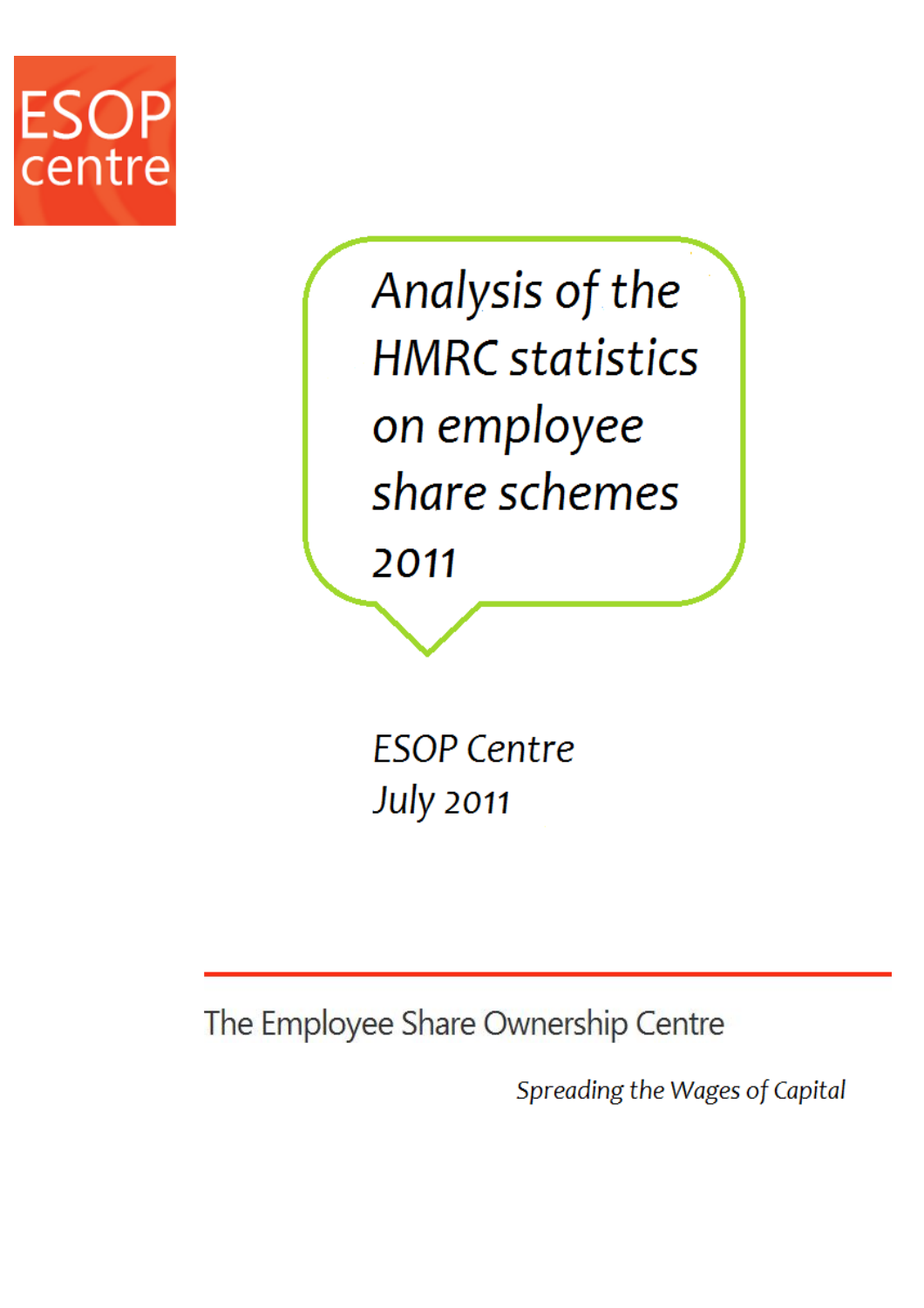ESOP centre

# Analysis of the HMRC statistics on employee share schemes 2011

ESOP Centre

July 2011

The Employee Share Ownership Centre

*Spreading the Wages of Capital*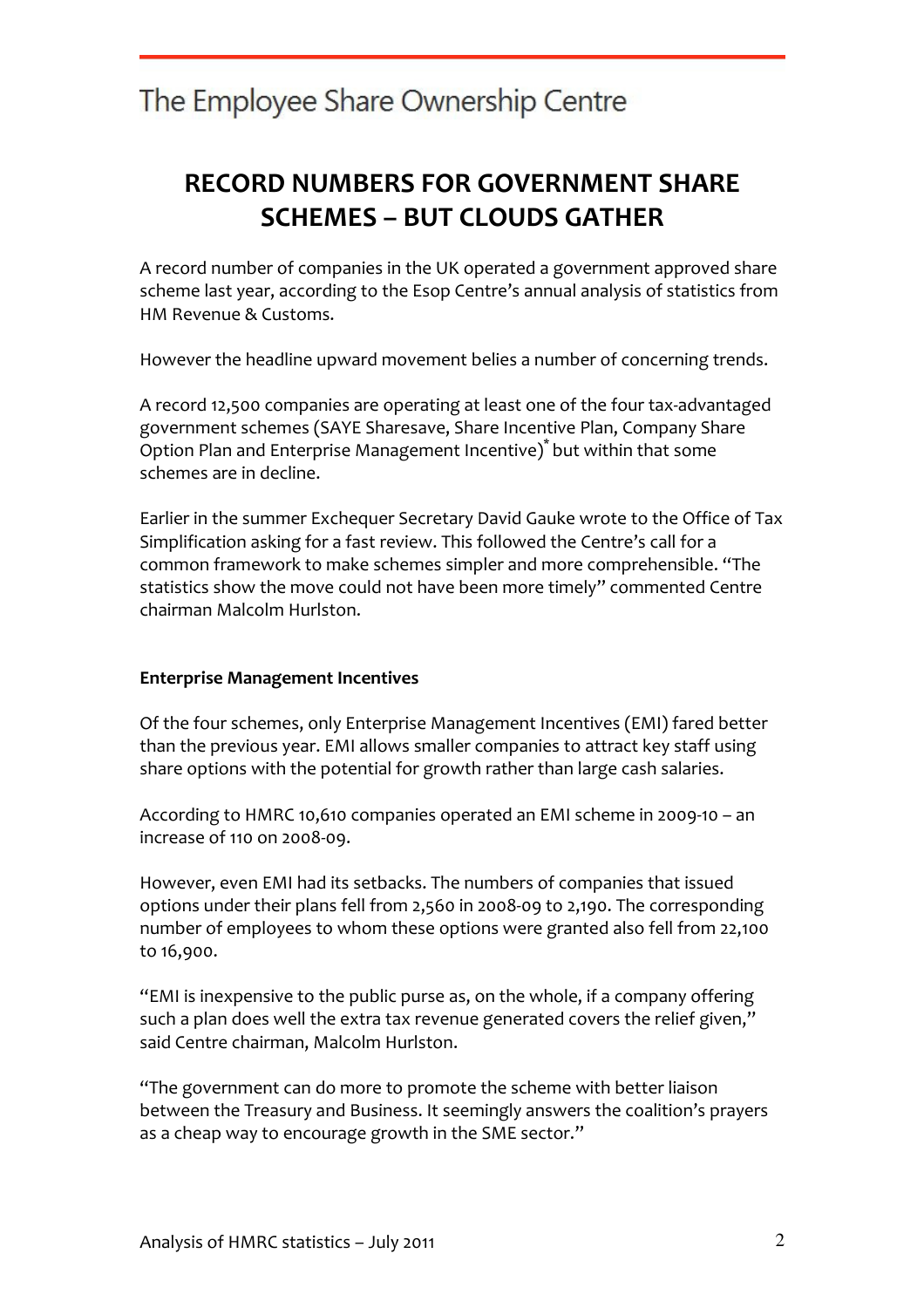The Employee Share Ownership Centre

# RECORD NUMBERS FOR GOVERNMENT SHARE SCHEMES – BUT CLOUDS GATHER

A record number of companies in the UK operated a government approved share scheme last year, according to the Esop Centre's annual analysis of statistics from HM Revenue & Customs.

However the headline upward movement belies a number of concerning trends.

A record 12,500 companies are operating at least one of the four tax-advantaged government schemes (SAYE Sharesave, Share Incentive Plan, Company Share Option Plan and Enterprise Management Incentive)* but within that some schemes are in decline.

Earlier in the summer Exchequer Secretary David Gauke wrote to the Office of Tax Simplification asking for a fast review. This followed the Centre's call for a common framework to make schemes simpler and more comprehensible. "The statistics show the move could not have been more timely" commented Centre chairman Malcolm Hurlston.

**Enterprise Management Incentives**

Of the four schemes, only Enterprise Management Incentives (EMI) fared better than the previous year. EMI allows smaller companies to attract key staff using share options with the potential for growth rather than large cash salaries.

According to HMRC 10,610 companies operated an EMI scheme in 2009-10 – an increase of 110 on 2008-09.

However, even EMI had its setbacks. The numbers of companies that issued options under their plans fell from 2,560 in 2008-09 to 2,190. The corresponding number of employees to whom these options were granted also fell from 22,100 to 16,900.

"EMI is inexpensive to the public purse as, on the whole, if a company offering such a plan does well the extra tax revenue generated covers the relief given," said Centre chairman, Malcolm Hurlston.

"The government can do more to promote the scheme with better liaison between the Treasury and Business. It seemingly answers the coalition's prayers as a cheap way to encourage growth in the SME sector."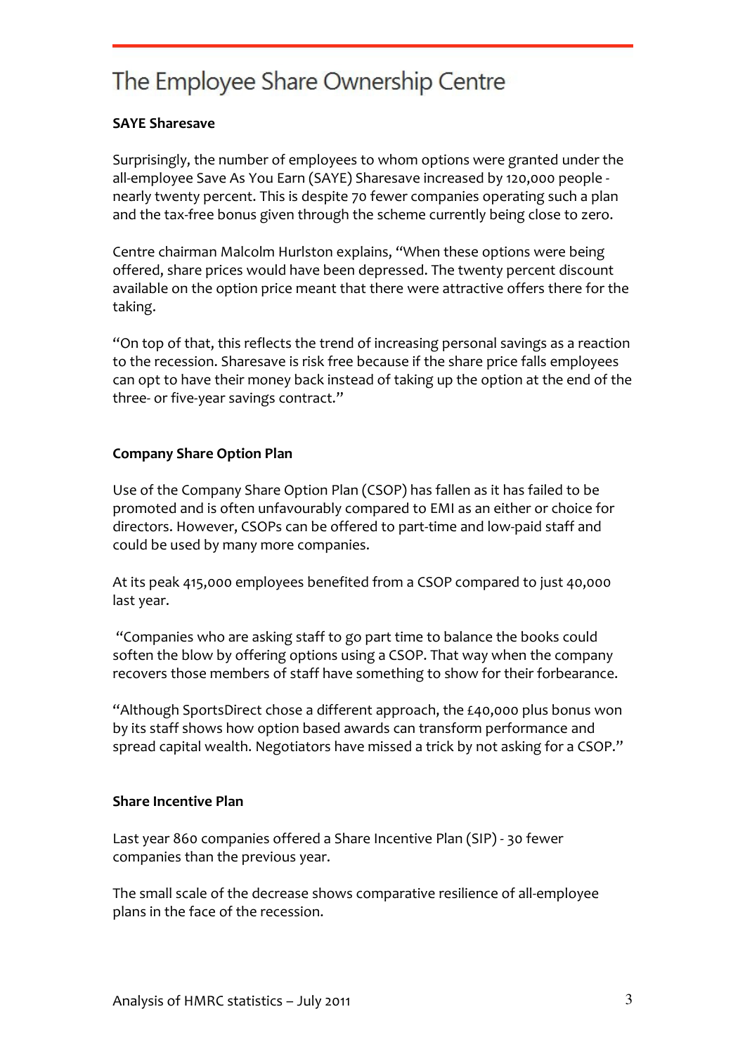### SAYE Sharesave

Surprisingly, the number of employees to whom options were granted under the all-employee Save As You Earn (SAYE) Sharesave increased by 120,000 people - nearly twenty percent. This is despite 70 fewer companies operating such a plan and the tax-free bonus given through the scheme currently being close to zero.

Centre chairman Malcolm Hurlston explains, "When these options were being offered, share prices would have been depressed. The twenty percent discount available on the option price meant that there were attractive offers there for the taking.

"On top of that, this reflects the trend of increasing personal savings as a reaction to the recession. Sharesave is risk free because if the share price falls employees can opt to have their money back instead of taking up the option at the end of the three- or five-year savings contract."

### Company Share Option Plan

Use of the Company Share Option Plan (CSOP) has fallen as it has failed to be promoted and is often unfavourably compared to EMI as an either or choice for directors. However, CSOPs can be offered to part-time and low-paid staff and could be used by many more companies.

At its peak 415,000 employees benefited from a CSOP compared to just 40,000 last year.

"Companies who are asking staff to go part time to balance the books could soften the blow by offering options using a CSOP. That way when the company recovers those members of staff have something to show for their forbearance.

"Although SportsDirect chose a different approach, the £40,000 plus bonus won by its staff shows how option based awards can transform performance and spread capital wealth. Negotiators have missed a trick by not asking for a CSOP."

### Share Incentive Plan

Last year 860 companies offered a Share Incentive Plan (SIP) - 30 fewer companies than the previous year.

The small scale of the decrease shows comparative resilience of all-employee plans in the face of the recession.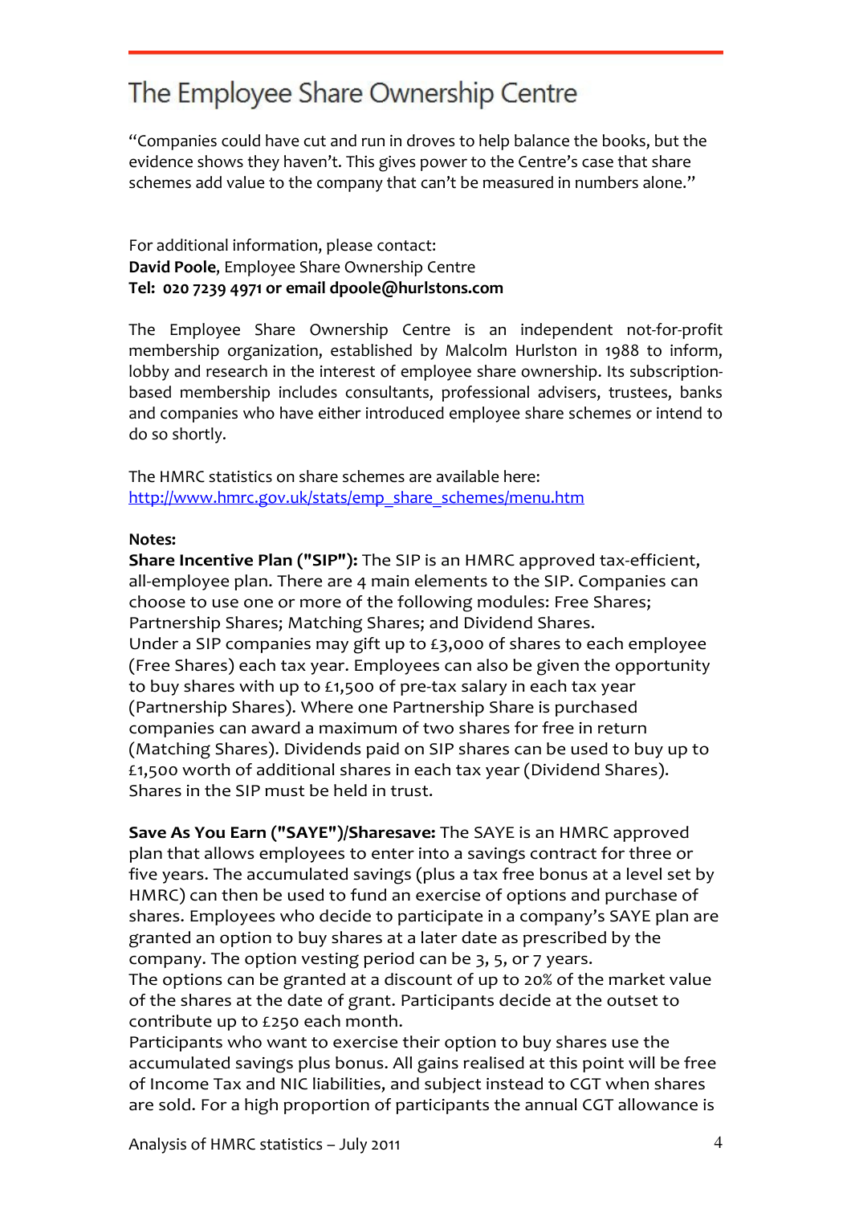# The Employee Share Ownership Centre

"Companies could have cut and run in droves to help balance the books, but the evidence shows they haven't. This gives power to the Centre's case that share schemes add value to the company that can't be measured in numbers alone."

For additional information, please contact:
**David Poole**, Employee Share Ownership Centre
**Tel: 020 7239 4971 or email dpoole@hurlstons.com**

The Employee Share Ownership Centre is an independent not-for-profit membership organization, established by Malcolm Hurlston in 1988 to inform, lobby and research in the interest of employee share ownership. Its subscription-based membership includes consultants, professional advisers, trustees, banks and companies who have either introduced employee share schemes or intend to do so shortly.

The HMRC statistics on share schemes are available here:
http://www.hmrc.gov.uk/stats/emp_share_schemes/menu.htm

**Notes:**

**Share Incentive Plan ("SIP"):** The SIP is an HMRC approved tax-efficient, all-employee plan. There are 4 main elements to the SIP. Companies can choose to use one or more of the following modules: Free Shares; Partnership Shares; Matching Shares; and Dividend Shares.
Under a SIP companies may gift up to £3,000 of shares to each employee (Free Shares) each tax year. Employees can also be given the opportunity to buy shares with up to £1,500 of pre-tax salary in each tax year (Partnership Shares). Where one Partnership Share is purchased companies can award a maximum of two shares for free in return (Matching Shares). Dividends paid on SIP shares can be used to buy up to £1,500 worth of additional shares in each tax year (Dividend Shares). Shares in the SIP must be held in trust.

**Save As You Earn ("SAYE")/Sharesave:** The SAYE is an HMRC approved plan that allows employees to enter into a savings contract for three or five years. The accumulated savings (plus a tax free bonus at a level set by HMRC) can then be used to fund an exercise of options and purchase of shares. Employees who decide to participate in a company's SAYE plan are granted an option to buy shares at a later date as prescribed by the company. The option vesting period can be 3, 5, or 7 years.
The options can be granted at a discount of up to 20% of the market value of the shares at the date of grant. Participants decide at the outset to contribute up to £250 each month.
Participants who want to exercise their option to buy shares use the accumulated savings plus bonus. All gains realised at this point will be free of Income Tax and NIC liabilities, and subject instead to CGT when shares are sold. For a high proportion of participants the annual CGT allowance is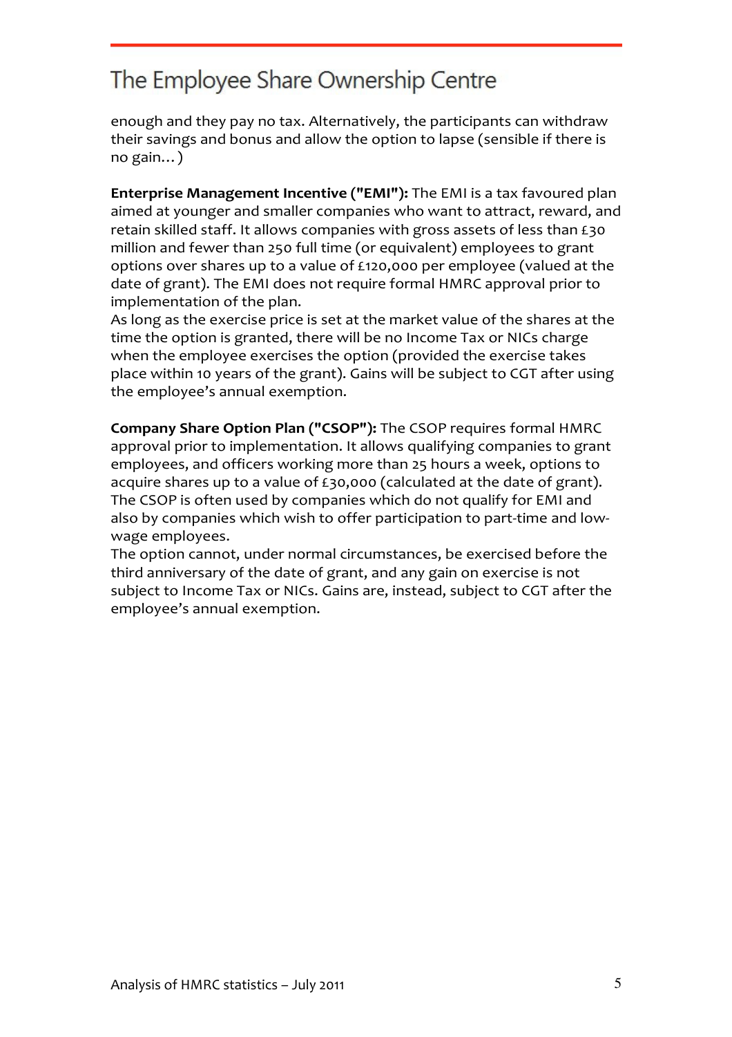enough and they pay no tax. Alternatively, the participants can withdraw their savings and bonus and allow the option to lapse (sensible if there is no gain…)

**Enterprise Management Incentive ("EMI"):** The EMI is a tax favoured plan aimed at younger and smaller companies who want to attract, reward, and retain skilled staff. It allows companies with gross assets of less than £30 million and fewer than 250 full time (or equivalent) employees to grant options over shares up to a value of £120,000 per employee (valued at the date of grant). The EMI does not require formal HMRC approval prior to implementation of the plan.

As long as the exercise price is set at the market value of the shares at the time the option is granted, there will be no Income Tax or NICs charge when the employee exercises the option (provided the exercise takes place within 10 years of the grant). Gains will be subject to CGT after using the employee's annual exemption.

**Company Share Option Plan ("CSOP"):** The CSOP requires formal HMRC approval prior to implementation. It allows qualifying companies to grant employees, and officers working more than 25 hours a week, options to acquire shares up to a value of £30,000 (calculated at the date of grant). The CSOP is often used by companies which do not qualify for EMI and also by companies which wish to offer participation to part-time and low-wage employees.

The option cannot, under normal circumstances, be exercised before the third anniversary of the date of grant, and any gain on exercise is not subject to Income Tax or NICs. Gains are, instead, subject to CGT after the employee's annual exemption.